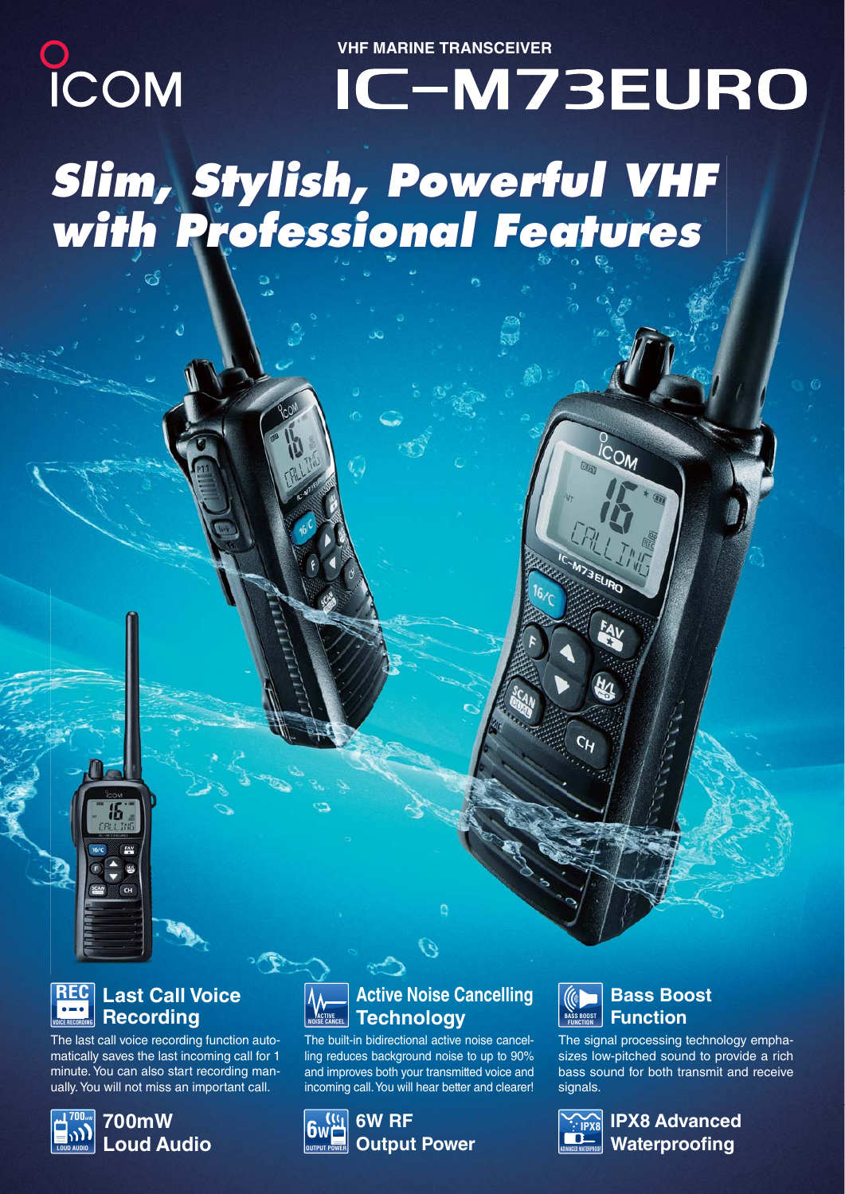ICOM

VHF MARINE TRANSCEIVER

# IC-M73EURO

## *Slim, Stylish, Powerful VHF with Professional Features*

### Last Call Voice Recording

The last call voice recording function automatically saves the last incoming call for 1 minute. You can also start recording manually. You will not miss an important call.

### Active Noise Cancelling Technology

The built-in bidirectional active noise cancelling reduces background noise to up to 90% and improves both your transmitted voice and incoming call. You will hear better and clearer!

### Bass Boost Function

The signal processing technology emphasizes low-pitched sound to provide a rich bass sound for both transmit and receive signals.

### 700mW Loud Audio

### 6W RF Output Power

### IPX8 Advanced Waterproofing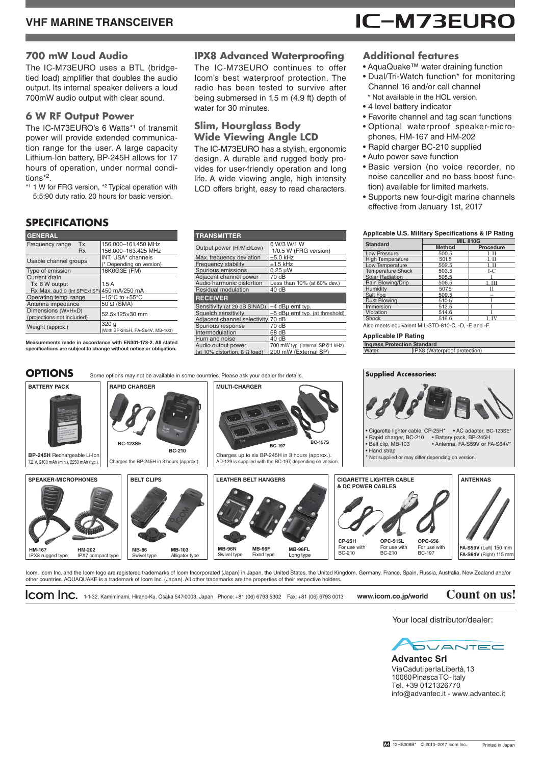# VHF MARINE TRANSCEIVER

# IC-M73EURO

## 700 mW Loud Audio

The IC-M73EURO uses a BTL (bridge-tied load) amplifier that doubles the audio output. Its internal speaker delivers a loud 700mW audio output with clear sound.

## 6 W RF Output Power

The IC-M73EURO's 6 Watts*1 of transmit power will provide extended communication range for the user. A large capacity Lithium-Ion battery, BP-245H allows for 17 hours of operation, under normal conditions*2.

*1 1 W for FRG version, *2 Typical operation with 5:5:90 duty ratio. 20 hours for basic version.

## IPX8 Advanced Waterproofing

The IC-M73EURO continues to offer Icom's best waterproof protection. The radio has been tested to survive after being submersed in 1.5 m (4.9 ft) depth of water for 30 minutes.

## Slim, Hourglass Body Wide Viewing Angle LCD

The IC-M73EURO has a stylish, ergonomic design. A durable and rugged body provides for user-friendly operation and long life. A wide viewing angle, high intensity LCD offers bright, easy to read characters.

## Additional features

- AquaQuake™ water draining function
- Dual/Tri-Watch function* for monitoring Channel 16 and/or call channel
  * Not available in the HOL version.
- 4 level battery indicator
- Favorite channel and tag scan functions
- Optional waterproof speaker-microphones, HM-167 and HM-202
- Rapid charger BC-210 supplied
- Auto power save function
- Basic version (no voice recorder, no noise canceller and no bass boost function) available for limited markets.
- Supports new four-digit marine channels effective from January 1st, 2017

## SPECIFICATIONS

| GENERAL | |
|---|---|
| Frequency range Tx | 156.000–161.450 MHz |
| Frequency range Rx | 156.000–163.425 MHz |
| Usable channel groups | INT, USA* channels (* Depending on version) |
| Type of emission | 16K0G3E (FM) |
| Current drain Tx 6 W output | 1.5 A |
| Rx Max. audio (Int SP/Ext SP) | 450 mA/250 mA |
| Operating temp. range | –15°C to +55°C |
| Antenna impedance | 50 Ω (SMA) |
| Dimensions (W×H×D) (projections not included) | 52.5×125×30 mm |
| Weight (approx.) | 320 g (With BP-245H, FA-S64V, MB-103) |

**Measurements made in accordance with EN301-178-2. All stated specifications are subject to change without notice or obligation.**

| TRANSMITTER | |
|---|---|
| Output power (Hi/Mid/Low) | 6 W/3 W/1 W 1/0.5 W (FRG version) |
| Max. frequency deviation | ±5.0 kHz |
| Frequency stability | ±1.5 kHz |
| Spurious emissions | 0.25 μW |
| Adjacent channel power | 70 dB |
| Audio harmonic distortion | Less than 10% (at 60% dev.) |
| Residual modulation | 40 dB |
| **RECEIVER** | |
| Sensitivity (at 20 dB SINAD) | –4 dBμ emf typ. |
| Squelch sensitivity | –5 dBμ emf typ. (at threshold) |
| Adjacent channel selectivity | 70 dB |
| Spurious response | 70 dB |
| Intermodulation | 68 dB |
| Hum and noise | 40 dB |
| Audio output power (at 10% distortion, 8 Ω load) | 700 mW typ. (Internal SP@1 kHz) 200 mW (External SP) |

**Applicable U.S. Military Specifications & IP Rating**

| Standard | MIL 810G | |
|---|---|---|
| | Method | Procedure |
| Low Pressure | 500.5 | I, II |
| High Temperature | 501.5 | I, II |
| Low Temperature | 502.5 | I, II |
| Temperature Shock | 503.5 | I-C |
| Solar Radiation | 505.5 | I |
| Rain Blowing/Drip | 506.5 | I, III |
| Humidity | 507.5 | II |
| Salt Fog | 509.5 | – |
| Dust Blowing | 510.5 | I |
| Immersion | 512.5 | I |
| Vibration | 514.6 | I |
| Shock | 516.6 | I, IV |

Also meets equivalent MIL-STD-810-C, -D, -E and -F.

**Applicable IP Rating**

| Ingress Protection Standard | |
|---|---|
| Water | IPX8 (Waterproof protection) |

## OPTIONS

Some options may not be available in some countries. Please ask your dealer for details.

**BATTERY PACK**

**BP-245H** Rechargeable Li-Ion 7.2 V, 2100 mAh (min.), 2250 mAh (typ.)

**RAPID CHARGER**

BC-123SE BC-210

Charges the BP-245H in 3 hours (approx.).

**MULTI-CHARGER**

BC-197 BC-157S

Charges up to six BP-245H in 3 hours (approx.). AD-129 is supplied with the BC-197, depending on version.

**Supplied Accessories:**

- Cigarette lighter cable, CP-25H*
- AC adapter, BC-123SE*
- Rapid charger, BC-210
- Battery pack, BP-245H
- Belt clip, MB-103
- Antenna, FA-S59V or FA-S64V*
- Hand strap

* Not supplied or may differ depending on version.

**SPEAKER-MICROPHONES**

HM-167 IPX8 rugged type

HM-202 IPX7 compact type

**BELT CLIPS**

MB-86 Swivel type

MB-103 Alligator type

**LEATHER BELT HANGERS**

MB-96N Swivel type

MB-96F Fixed type

MB-96FL Long type

**CIGARETTE LIGHTER CABLE & DC POWER CABLES**

CP-25H For use with BC-210

OPC-515L For use with BC-210

OPC-656 For use with BC-197

**ANTENNAS**

**FA-S59V** (Left) 150 mm

**FA-S64V** (Right) 115 mm

Icom, Icom Inc. and the Icom logo are registered trademarks of Icom Incorporated (Japan) in Japan, the United States, the United Kingdom, Germany, France, Spain, Russia, Australia, New Zealand and/or other countries. AQUAQUAKE is a trademark of Icom Inc. (Japan). All other trademarks are the properties of their respective holders.

Icom Inc. 1-1-32, Kamiminami, Hirano-Ku, Osaka 547-0003, Japan Phone: +81 (06) 6793 5302 Fax: +81 (06) 6793 0013 www.icom.co.jp/world **Count on us!**

Your local distributor/dealer:

**Advantec Srl**
Via Caduti per la Libertà, 13
10060 Pinasca TO - Italy
Tel. +39 0121326770
info@advantec.it - www.advantec.it

13HS008B* © 2013–2017 Icom Inc. Printed in Japan